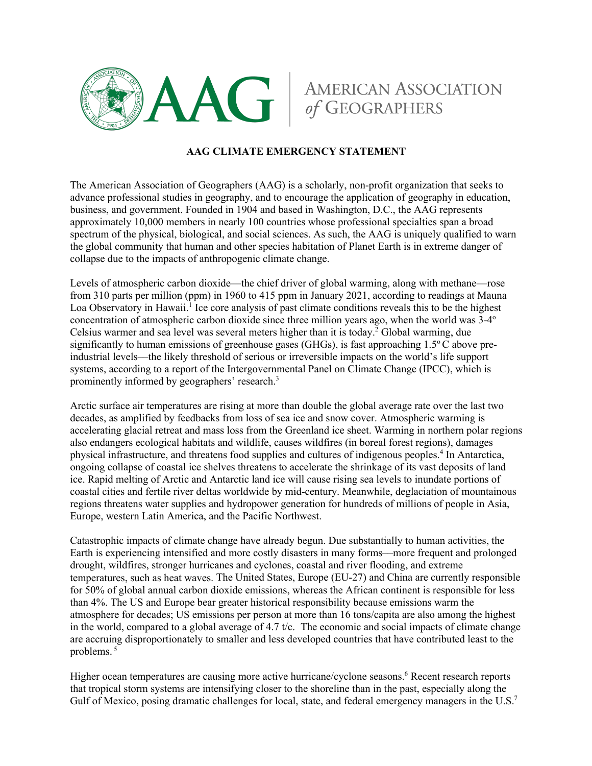AMERICAN ASSOCIATION *of* GEOGRAPHERS

# AAG CLIMATE EMERGENCY STATEMENT

The American Association of Geographers (AAG) is a scholarly, non-profit organization that seeks to advance professional studies in geography, and to encourage the application of geography in education, business, and government. Founded in 1904 and based in Washington, D.C., the AAG represents approximately 10,000 members in nearly 100 countries whose professional specialties span a broad spectrum of the physical, biological, and social sciences. As such, the AAG is uniquely qualified to warn the global community that human and other species habitation of Planet Earth is in extreme danger of collapse due to the impacts of anthropogenic climate change.

Levels of atmospheric carbon dioxide—the chief driver of global warming, along with methane—rose from 310 parts per million (ppm) in 1960 to 415 ppm in January 2021, according to readings at Mauna Loa Observatory in Hawaii.[1] Ice core analysis of past climate conditions reveals this to be the highest concentration of atmospheric carbon dioxide since three million years ago, when the world was 3-4° Celsius warmer and sea level was several meters higher than it is today.[2] Global warming, due significantly to human emissions of greenhouse gases (GHGs), is fast approaching 1.5° C above pre-industrial levels—the likely threshold of serious or irreversible impacts on the world's life support systems, according to a report of the Intergovernmental Panel on Climate Change (IPCC), which is prominently informed by geographers' research.[3]

Arctic surface air temperatures are rising at more than double the global average rate over the last two decades, as amplified by feedbacks from loss of sea ice and snow cover. Atmospheric warming is accelerating glacial retreat and mass loss from the Greenland ice sheet. Warming in northern polar regions also endangers ecological habitats and wildlife, causes wildfires (in boreal forest regions), damages physical infrastructure, and threatens food supplies and cultures of indigenous peoples.[4] In Antarctica, ongoing collapse of coastal ice shelves threatens to accelerate the shrinkage of its vast deposits of land ice. Rapid melting of Arctic and Antarctic land ice will cause rising sea levels to inundate portions of coastal cities and fertile river deltas worldwide by mid-century. Meanwhile, deglaciation of mountainous regions threatens water supplies and hydropower generation for hundreds of millions of people in Asia, Europe, western Latin America, and the Pacific Northwest.

Catastrophic impacts of climate change have already begun. Due substantially to human activities, the Earth is experiencing intensified and more costly disasters in many forms—more frequent and prolonged drought, wildfires, stronger hurricanes and cyclones, coastal and river flooding, and extreme temperatures, such as heat waves. The United States, Europe (EU-27) and China are currently responsible for 50% of global annual carbon dioxide emissions, whereas the African continent is responsible for less than 4%. The US and Europe bear greater historical responsibility because emissions warm the atmosphere for decades; US emissions per person at more than 16 tons/capita are also among the highest in the world, compared to a global average of 4.7 t/c. The economic and social impacts of climate change are accruing disproportionately to smaller and less developed countries that have contributed least to the problems.[5]

Higher ocean temperatures are causing more active hurricane/cyclone seasons.[6] Recent research reports that tropical storm systems are intensifying closer to the shoreline than in the past, especially along the Gulf of Mexico, posing dramatic challenges for local, state, and federal emergency managers in the U.S.[7]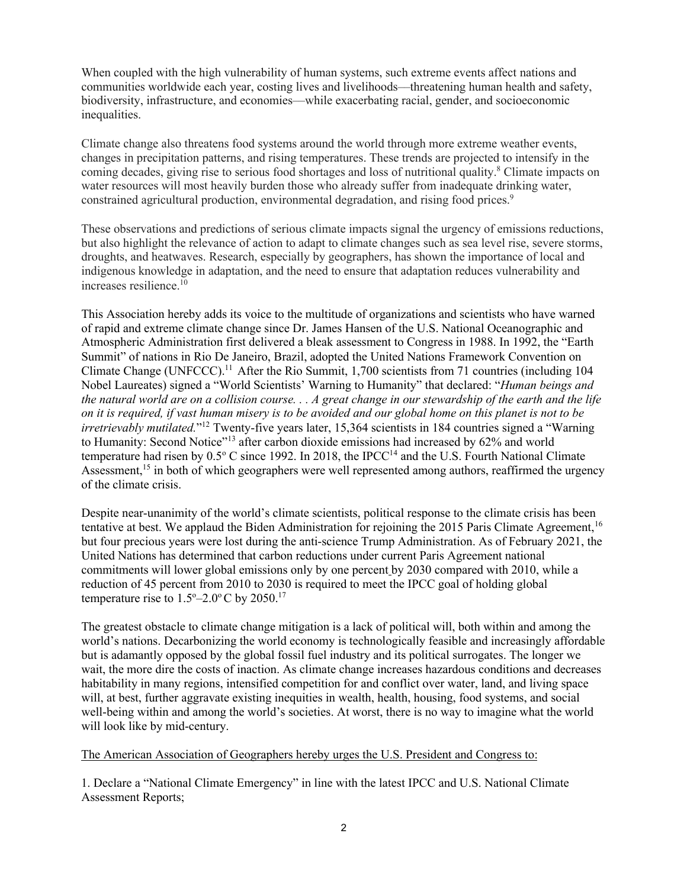When coupled with the high vulnerability of human systems, such extreme events affect nations and communities worldwide each year, costing lives and livelihoods—threatening human health and safety, biodiversity, infrastructure, and economies—while exacerbating racial, gender, and socioeconomic inequalities.

Climate change also threatens food systems around the world through more extreme weather events, changes in precipitation patterns, and rising temperatures. These trends are projected to intensify in the coming decades, giving rise to serious food shortages and loss of nutritional quality.[8] Climate impacts on water resources will most heavily burden those who already suffer from inadequate drinking water, constrained agricultural production, environmental degradation, and rising food prices.[9]

These observations and predictions of serious climate impacts signal the urgency of emissions reductions, but also highlight the relevance of action to adapt to climate changes such as sea level rise, severe storms, droughts, and heatwaves. Research, especially by geographers, has shown the importance of local and indigenous knowledge in adaptation, and the need to ensure that adaptation reduces vulnerability and increases resilience.[10]

This Association hereby adds its voice to the multitude of organizations and scientists who have warned of rapid and extreme climate change since Dr. James Hansen of the U.S. National Oceanographic and Atmospheric Administration first delivered a bleak assessment to Congress in 1988. In 1992, the "Earth Summit" of nations in Rio De Janeiro, Brazil, adopted the United Nations Framework Convention on Climate Change (UNFCCC).[11] After the Rio Summit, 1,700 scientists from 71 countries (including 104 Nobel Laureates) signed a "World Scientists' Warning to Humanity" that declared: "*Human beings and the natural world are on a collision course. . . A great change in our stewardship of the earth and the life on it is required, if vast human misery is to be avoided and our global home on this planet is not to be irretrievably mutilated.*"[12] Twenty-five years later, 15,364 scientists in 184 countries signed a "Warning to Humanity: Second Notice"[13] after carbon dioxide emissions had increased by 62% and world temperature had risen by 0.5º C since 1992. In 2018, the IPCC[14] and the U.S. Fourth National Climate Assessment,[15] in both of which geographers were well represented among authors, reaffirmed the urgency of the climate crisis.

Despite near-unanimity of the world's climate scientists, political response to the climate crisis has been tentative at best. We applaud the Biden Administration for rejoining the 2015 Paris Climate Agreement,[16] but four precious years were lost during the anti-science Trump Administration. As of February 2021, the United Nations has determined that carbon reductions under current Paris Agreement national commitments will lower global emissions only by one percent by 2030 compared with 2010, while a reduction of 45 percent from 2010 to 2030 is required to meet the IPCC goal of holding global temperature rise to 1.5º–2.0º C by 2050.[17]

The greatest obstacle to climate change mitigation is a lack of political will, both within and among the world's nations. Decarbonizing the world economy is technologically feasible and increasingly affordable but is adamantly opposed by the global fossil fuel industry and its political surrogates. The longer we wait, the more dire the costs of inaction. As climate change increases hazardous conditions and decreases habitability in many regions, intensified competition for and conflict over water, land, and living space will, at best, further aggravate existing inequities in wealth, health, housing, food systems, and social well-being within and among the world's societies. At worst, there is no way to imagine what the world will look like by mid-century.

<u>The American Association of Geographers hereby urges the U.S. President and Congress to:</u>

1. Declare a "National Climate Emergency" in line with the latest IPCC and U.S. National Climate Assessment Reports;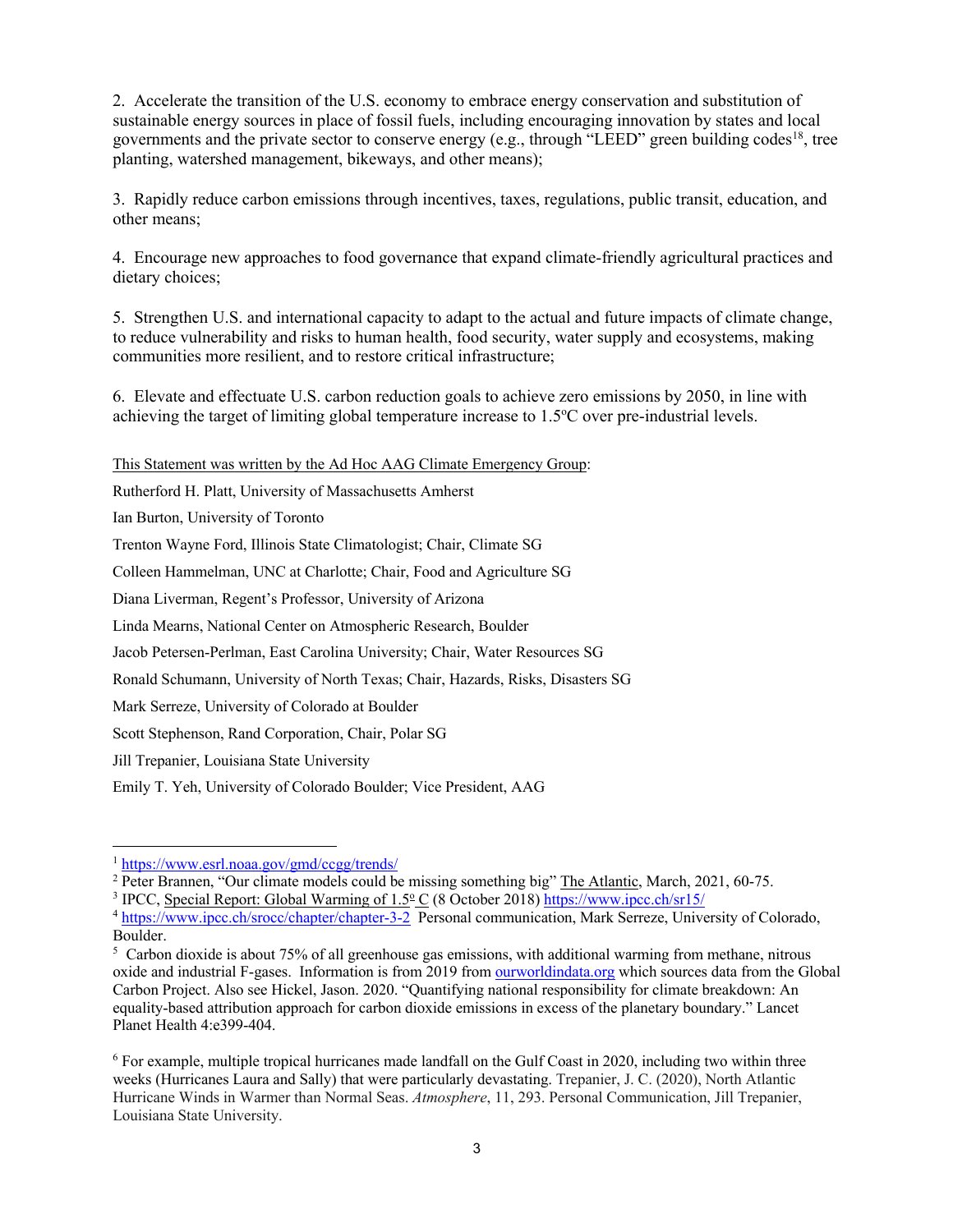2. Accelerate the transition of the U.S. economy to embrace energy conservation and substitution of sustainable energy sources in place of fossil fuels, including encouraging innovation by states and local governments and the private sector to conserve energy (e.g., through "LEED" green building codes[18], tree planting, watershed management, bikeways, and other means);

3. Rapidly reduce carbon emissions through incentives, taxes, regulations, public transit, education, and other means;

4. Encourage new approaches to food governance that expand climate-friendly agricultural practices and dietary choices;

5. Strengthen U.S. and international capacity to adapt to the actual and future impacts of climate change, to reduce vulnerability and risks to human health, food security, water supply and ecosystems, making communities more resilient, and to restore critical infrastructure;

6. Elevate and effectuate U.S. carbon reduction goals to achieve zero emissions by 2050, in line with achieving the target of limiting global temperature increase to 1.5ºC over pre-industrial levels.

This Statement was written by the Ad Hoc AAG Climate Emergency Group:

Rutherford H. Platt, University of Massachusetts Amherst

Ian Burton, University of Toronto

Trenton Wayne Ford, Illinois State Climatologist; Chair, Climate SG

Colleen Hammelman, UNC at Charlotte; Chair, Food and Agriculture SG

Diana Liverman, Regent's Professor, University of Arizona

Linda Mearns, National Center on Atmospheric Research, Boulder

Jacob Petersen-Perlman, East Carolina University; Chair, Water Resources SG

Ronald Schumann, University of North Texas; Chair, Hazards, Risks, Disasters SG

Mark Serreze, University of Colorado at Boulder

Scott Stephenson, Rand Corporation, Chair, Polar SG

Jill Trepanier, Louisiana State University

Emily T. Yeh, University of Colorado Boulder; Vice President, AAG

---

[1] https://www.esrl.noaa.gov/gmd/ccgg/trends/

[2] Peter Brannen, "Our climate models could be missing something big" The Atlantic, March, 2021, 60-75.

[3] IPCC, Special Report: Global Warming of 1.5º C (8 October 2018) https://www.ipcc.ch/sr15/

[4] https://www.ipcc.ch/srocc/chapter/chapter-3-2 Personal communication, Mark Serreze, University of Colorado, Boulder.

[5] Carbon dioxide is about 75% of all greenhouse gas emissions, with additional warming from methane, nitrous oxide and industrial F-gases. Information is from 2019 from ourworldindata.org which sources data from the Global Carbon Project. Also see Hickel, Jason. 2020. "Quantifying national responsibility for climate breakdown: An equality-based attribution approach for carbon dioxide emissions in excess of the planetary boundary." Lancet Planet Health 4:e399-404.

[6] For example, multiple tropical hurricanes made landfall on the Gulf Coast in 2020, including two within three weeks (Hurricanes Laura and Sally) that were particularly devastating. Trepanier, J. C. (2020), North Atlantic Hurricane Winds in Warmer than Normal Seas. *Atmosphere*, 11, 293. Personal Communication, Jill Trepanier, Louisiana State University.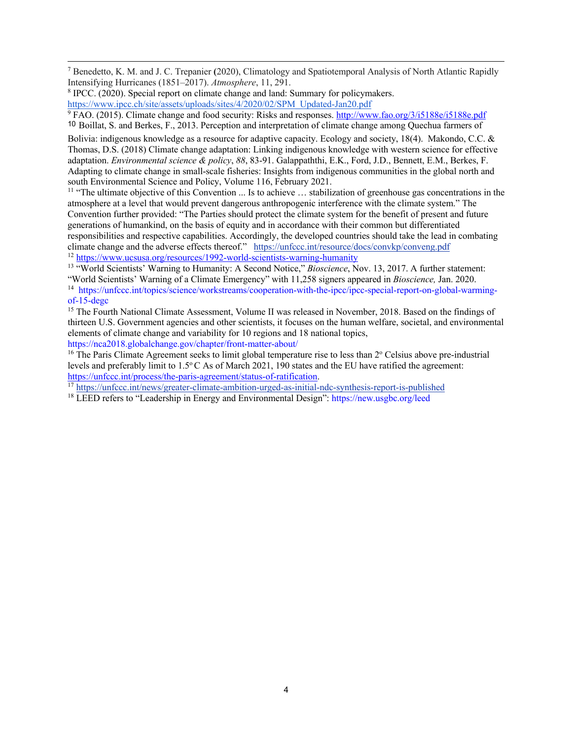[7] Benedetto, K. M. and J. C. Trepanier (2020), Climatology and Spatiotemporal Analysis of North Atlantic Rapidly Intensifying Hurricanes (1851–2017). *Atmosphere*, 11, 291.

[8] IPCC. (2020). Special report on climate change and land: Summary for policymakers. https://www.ipcc.ch/site/assets/uploads/sites/4/2020/02/SPM_Updated-Jan20.pdf

[9] FAO. (2015). Climate change and food security: Risks and responses. http://www.fao.org/3/i5188e/i5188e.pdf

[10] Boillat, S. and Berkes, F., 2013. Perception and interpretation of climate change among Quechua farmers of Bolivia: indigenous knowledge as a resource for adaptive capacity. Ecology and society, 18(4). Makondo, C.C. & Thomas, D.S. (2018) Climate change adaptation: Linking indigenous knowledge with western science for effective adaptation. *Environmental science & policy*, *88*, 83-91. Galappaththi, E.K., Ford, J.D., Bennett, E.M., Berkes, F. Adapting to climate change in small-scale fisheries: Insights from indigenous communities in the global north and south Environmental Science and Policy, Volume 116, February 2021.

[11] "The ultimate objective of this Convention ... Is to achieve … stabilization of greenhouse gas concentrations in the atmosphere at a level that would prevent dangerous anthropogenic interference with the climate system." The Convention further provided: "The Parties should protect the climate system for the benefit of present and future generations of humankind, on the basis of equity and in accordance with their common but differentiated responsibilities and respective capabilities. Accordingly, the developed countries should take the lead in combating climate change and the adverse effects thereof." https://unfccc.int/resource/docs/convkp/conveng.pdf

[12] https://www.ucsusa.org/resources/1992-world-scientists-warning-humanity

[13] "World Scientists' Warning to Humanity: A Second Notice," *Bioscience*, Nov. 13, 2017. A further statement: "World Scientists' Warning of a Climate Emergency" with 11,258 signers appeared in *Bioscience,* Jan. 2020.

[14] https://unfccc.int/topics/science/workstreams/cooperation-with-the-ipcc/ipcc-special-report-on-global-warming-of-15-degc

[15] The Fourth National Climate Assessment, Volume II was released in November, 2018. Based on the findings of thirteen U.S. Government agencies and other scientists, it focuses on the human welfare, societal, and environmental elements of climate change and variability for 10 regions and 18 national topics, https://nca2018.globalchange.gov/chapter/front-matter-about/

[16] The Paris Climate Agreement seeks to limit global temperature rise to less than 2$^{o}$ Celsius above pre-industrial levels and preferably limit to 1.5$^{o}$C As of March 2021, 190 states and the EU have ratified the agreement: https://unfccc.int/process/the-paris-agreement/status-of-ratification.

[17] https://unfccc.int/news/greater-climate-ambition-urged-as-initial-ndc-synthesis-report-is-published

[18] LEED refers to "Leadership in Energy and Environmental Design": https://new.usgbc.org/leed